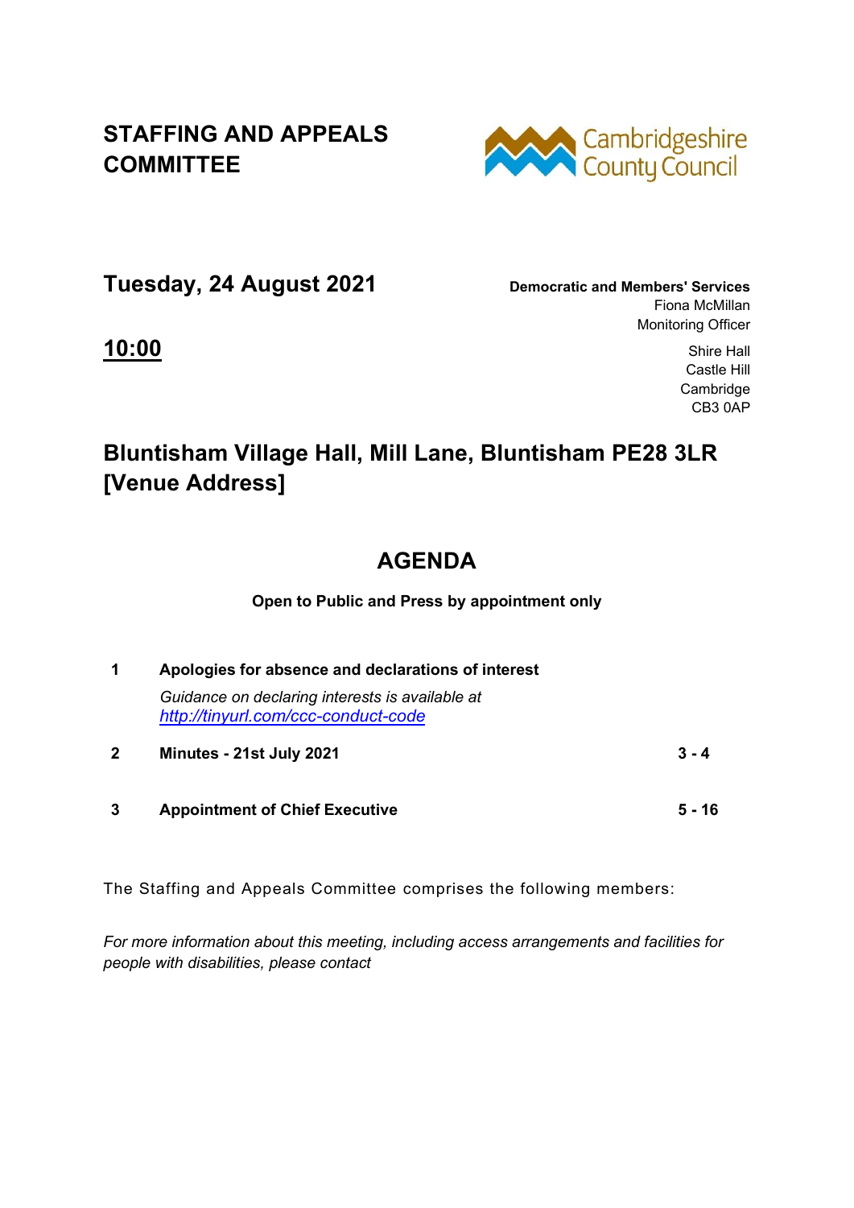# STAFFING AND APPEALS COMMITTEE

Cambridgeshire County Council

## Tuesday, 24 August 2021

**Democratic and Members' Services**
Fiona McMillan
Monitoring Officer

**10:00**

Shire Hall
Castle Hill
Cambridge
CB3 0AP

## Bluntisham Village Hall, Mill Lane, Bluntisham PE28 3LR [Venue Address]

## AGENDA

**Open to Public and Press by appointment only**

| | | |
|---|---|---|
| **1** | **Apologies for absence and declarations of interest**<br>*Guidance on declaring interests is available at [http://tinyurl.com/ccc-conduct-code](http://tinyurl.com/ccc-conduct-code)* | |
| **2** | **Minutes - 21st July 2021** | **3 - 4** |
| **3** | **Appointment of Chief Executive** | **5 - 16** |

The Staffing and Appeals Committee comprises the following members:

*For more information about this meeting, including access arrangements and facilities for people with disabilities, please contact*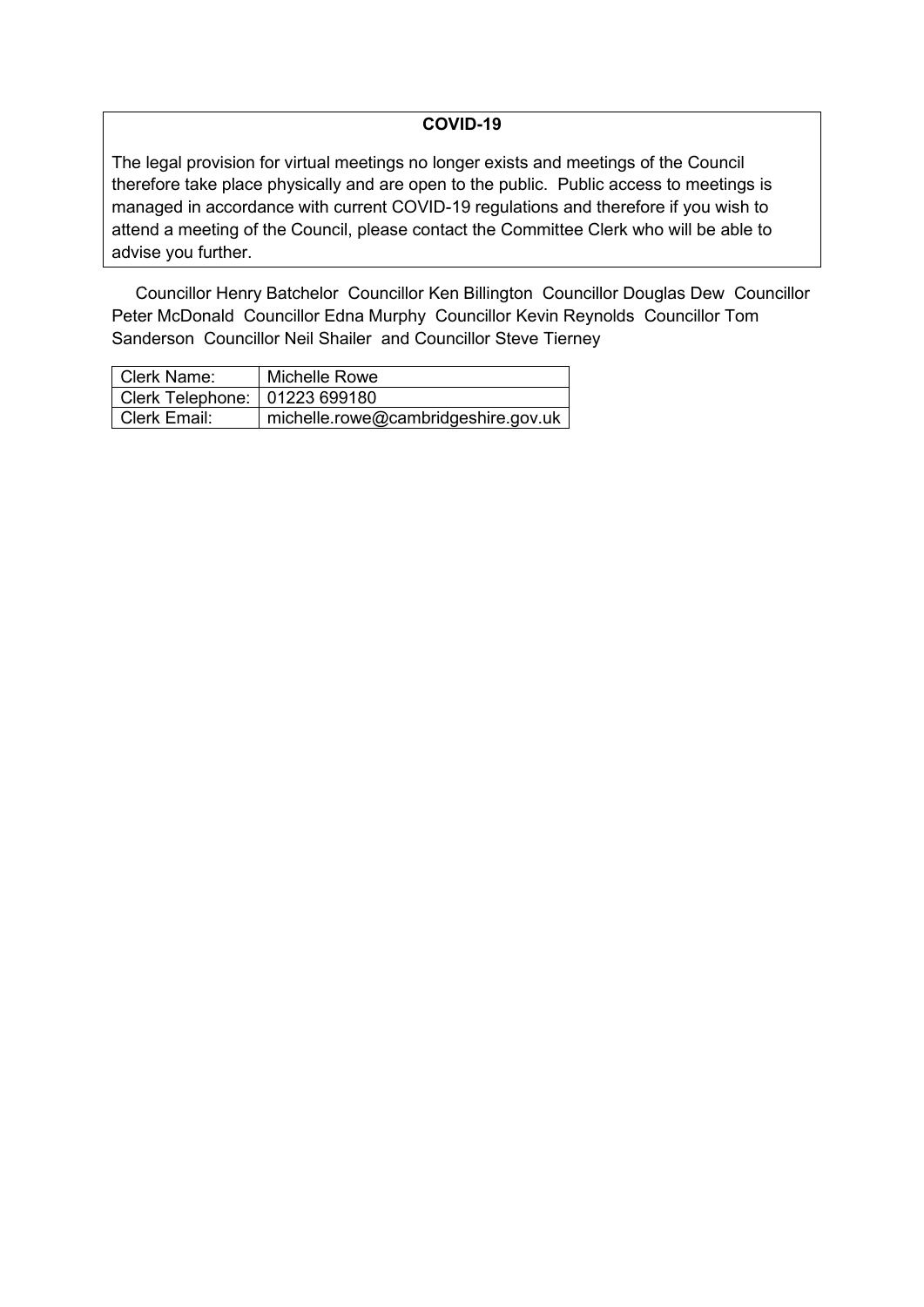**COVID-19**

The legal provision for virtual meetings no longer exists and meetings of the Council therefore take place physically and are open to the public. Public access to meetings is managed in accordance with current COVID-19 regulations and therefore if you wish to attend a meeting of the Council, please contact the Committee Clerk who will be able to advise you further.

Councillor Henry Batchelor Councillor Ken Billington Councillor Douglas Dew Councillor Peter McDonald Councillor Edna Murphy Councillor Kevin Reynolds Councillor Tom Sanderson Councillor Neil Shailer and Councillor Steve Tierney

| | |
|---|---|
| Clerk Name: | Michelle Rowe |
| Clerk Telephone: | 01223 699180 |
| Clerk Email: | michelle.rowe@cambridgeshire.gov.uk |